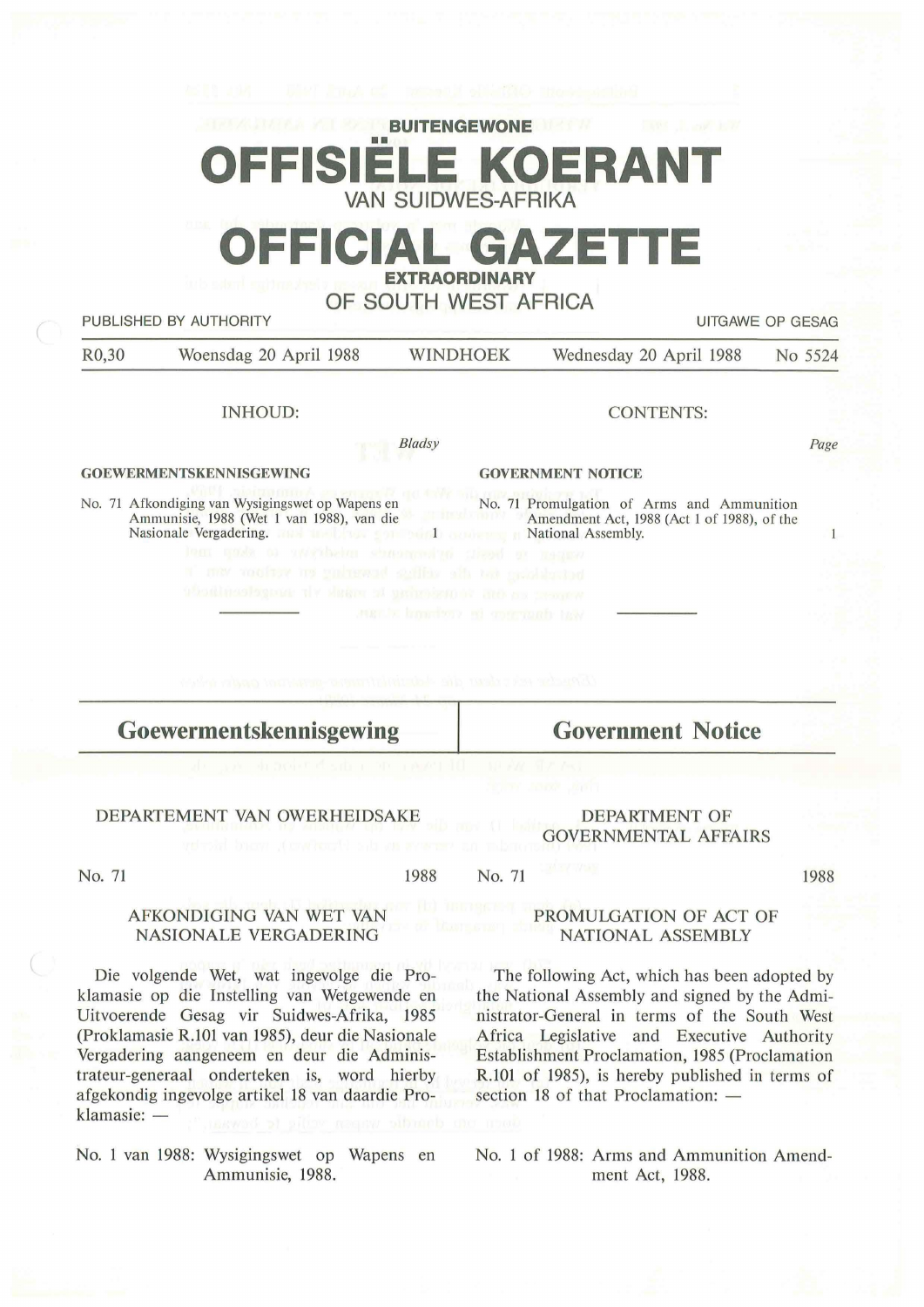**BUITENGEWONE**

# OFFISIËLE KOERANT

VAN SUIDWES-AFRIKA

# OFFICIAL GAZETTE

**EXTRAORDINARY**

OF SOUTH WEST AFRICA

PUBLISHED BY AUTHORITY — UITGAWE OP GESAG

R0,30 | Woensdag 20 April 1988 | WINDHOEK | Wednesday 20 April 1988 | No 5524

INHOUD:

*Bladsy*

**GOEWERMENTSKENNISGEWING**

No. 71 Afkondiging van Wysigingswet op Wapens en Ammunisie, 1988 (Wet 1 van 1988), van die Nasionale Vergadering. 1

CONTENTS:

*Page*

**GOVERNMENT NOTICE**

No. 71 Promulgation of Arms and Ammunition Amendment Act, 1988 (Act 1 of 1988), of the National Assembly. 1

## Goewermentskennisgewing

DEPARTEMENT VAN OWERHEIDSAKE

No. 71 1988

AFKONDIGING VAN WET VAN NASIONALE VERGADERING

Die volgende Wet, wat ingevolge die Proklamasie op die Instelling van Wetgewende en Uitvoerende Gesag vir Suidwes-Afrika, 1985 (Proklamasie R.101 van 1985), deur die Nasionale Vergadering aangeneem en deur die Administrateur-generaal onderteken is, word hierby afgekondig ingevolge artikel 18 van daardie Proklamasie: —

No. 1 van 1988: Wysigingswet op Wapens en Ammunisie, 1988.

## Government Notice

DEPARTMENT OF GOVERNMENTAL AFFAIRS

No. 71 1988

PROMULGATION OF ACT OF NATIONAL ASSEMBLY

The following Act, which has been adopted by the National Assembly and signed by the Administrator-General in terms of the South West Africa Legislative and Executive Authority Establishment Proclamation, 1985 (Proclamation R.101 of 1985), is hereby published in terms of section 18 of that Proclamation: —

No. 1 of 1988: Arms and Ammunition Amendment Act, 1988.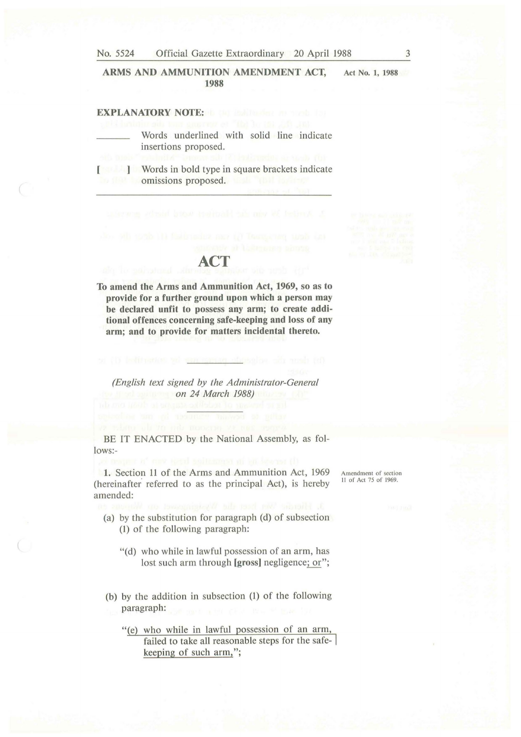**ARMS AND AMMUNITION AMENDMENT ACT, 1988** — Act No. 1, 1988

**EXPLANATORY NOTE:**

\_\_\_\_\_\_\_ Words underlined with solid line indicate insertions proposed.

[ ] Words in bold type in square brackets indicate omissions proposed.

# ACT

**To amend the Arms and Ammunition Act, 1969, so as to provide for a further ground upon which a person may be declared unfit to possess any arm; to create additional offences concerning safe-keeping and loss of any arm; and to provide for matters incidental thereto.**

*(English text signed by the Administrator-General on 24 March 1988)*

BE IT ENACTED by the National Assembly, as follows:-

*Amendment of section 11 of Act 75 of 1969.*

**1.** Section 11 of the Arms and Ammunition Act, 1969 (hereinafter referred to as the principal Act), is hereby amended:

(a) by the substitution for paragraph (d) of subsection (1) of the following paragraph:

"(d) who while in lawful possession of an arm, has lost such arm through **[gross]** negligence<u>; or</u>";

(b) by the addition in subsection (1) of the following paragraph:

"<u>(e) who while in lawful possession of an arm, failed to take all reasonable steps for the safe-keeping of such arm,</u>";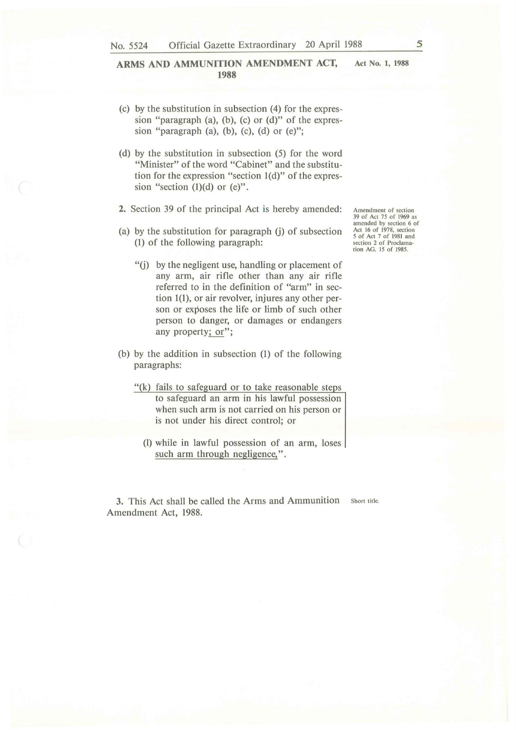## ARMS AND AMMUNITION AMENDMENT ACT, 1988

**Act No. 1, 1988**

(c) by the substitution in subsection (4) for the expression "paragraph (a), (b), (c) or (d)" of the expression "paragraph (a), (b), (c), (d) or (e)";

(d) by the substitution in subsection (5) for the word "Minister" of the word "Cabinet" and the substitution for the expression "section 1(d)" of the expression "section (1)(d) or (e)".

Amendment of section 39 of Act 75 of 1969 as amended by section 6 of Act 16 of 1978, section 5 of Act 7 of 1981 and section 2 of Proclamation AG. 15 of 1985.

**2.** Section 39 of the principal Act is hereby amended:

(a) by the substitution for paragraph (j) of subsection (1) of the following paragraph:

> "(j) by the negligent use, handling or placement of any arm, air rifle other than any air rifle referred to in the definition of "arm" in section 1(1), or air revolver, injures any other person or exposes the life or limb of such other person to danger, or damages or endangers any property; or";

(b) by the addition in subsection (1) of the following paragraphs:

> "(k) fails to safeguard or to take reasonable steps to safeguard an arm in his lawful possession when such arm is not carried on his person or is not under his direct control; or
>
> (l) while in lawful possession of an arm, loses such arm through negligence,".

Short title.

**3.** This Act shall be called the Arms and Ammunition Amendment Act, 1988.